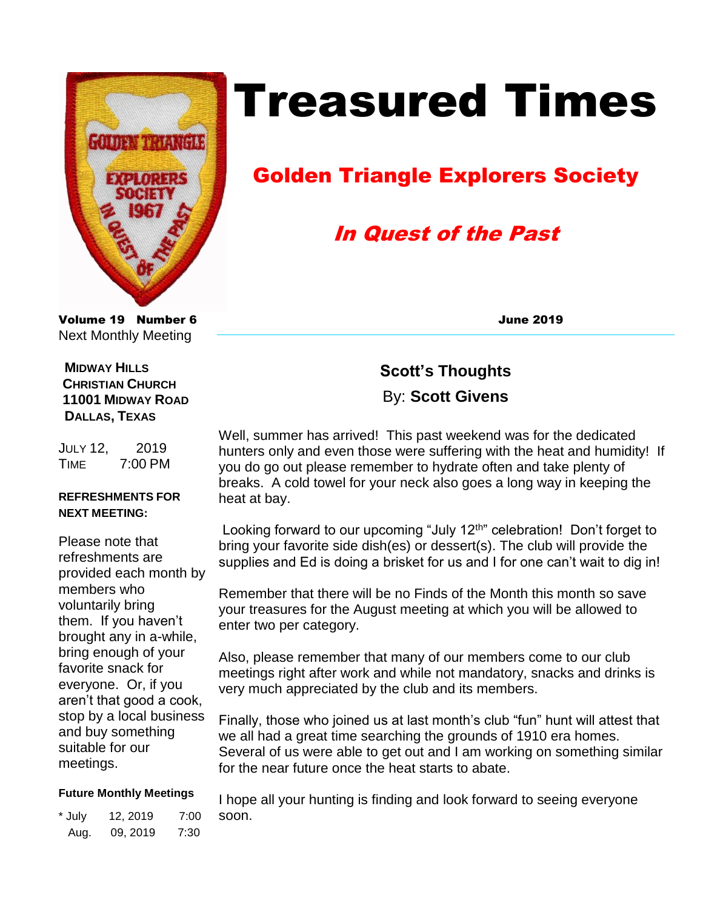# Treasured Times

## Golden Triangle Explorers Society

### *In Quest of the Past*

**Volume 19 Number 6** **June 2019**

Next Monthly Meeting

**MIDWAY HILLS CHRISTIAN CHURCH**
**11001 MIDWAY ROAD**
**DALLAS, TEXAS**

JULY 12, 2019
TIME 7:00 PM

**REFRESHMENTS FOR NEXT MEETING:**

Please note that refreshments are provided each month by members who voluntarily bring them. If you haven't brought any in a-while, bring enough of your favorite snack for everyone. Or, if you aren't that good a cook, stop by a local business and buy something suitable for our meetings.

**Future Monthly Meetings**

| | | |
|---|---|---|
| * July | 12, 2019 | 7:00 |
| Aug. | 09, 2019 | 7:30 |

## Scott's Thoughts

By: **Scott Givens**

Well, summer has arrived! This past weekend was for the dedicated hunters only and even those were suffering with the heat and humidity! If you do go out please remember to hydrate often and take plenty of breaks. A cold towel for your neck also goes a long way in keeping the heat at bay.

Looking forward to our upcoming "July 12th" celebration! Don't forget to bring your favorite side dish(es) or dessert(s). The club will provide the supplies and Ed is doing a brisket for us and I for one can't wait to dig in!

Remember that there will be no Finds of the Month this month so save your treasures for the August meeting at which you will be allowed to enter two per category.

Also, please remember that many of our members come to our club meetings right after work and while not mandatory, snacks and drinks is very much appreciated by the club and its members.

Finally, those who joined us at last month's club "fun" hunt will attest that we all had a great time searching the grounds of 1910 era homes. Several of us were able to get out and I am working on something similar for the near future once the heat starts to abate.

I hope all your hunting is finding and look forward to seeing everyone soon.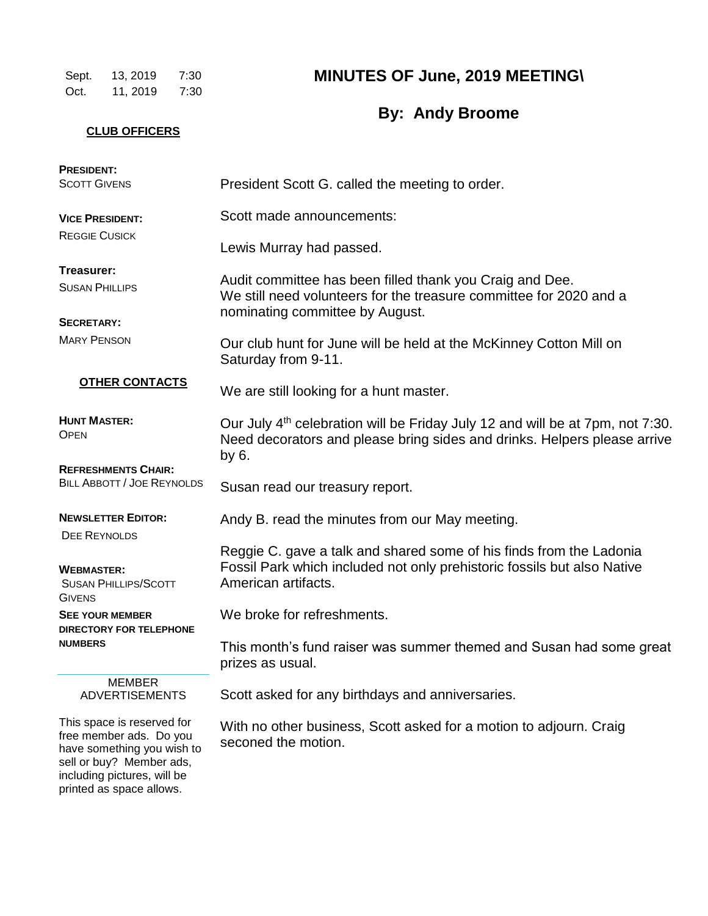| | | |
|---|---|---|
| Sept. | 13, 2019 | 7:30 |
| Oct. | 11, 2019 | 7:30 |

**CLUB OFFICERS**

**PRESIDENT:**
SCOTT GIVENS

**VICE PRESIDENT:**
REGGIE CUSICK

**Treasurer:**
SUSAN PHILLIPS

**SECRETARY:**
MARY PENSON

**OTHER CONTACTS**

**HUNT MASTER:**
OPEN

**REFRESHMENTS CHAIR:**
BILL ABBOTT / JOE REYNOLDS

**NEWSLETTER EDITOR:**
DEE REYNOLDS

**WEBMASTER:**
SUSAN PHILLIPS/SCOTT GIVENS

**SEE YOUR MEMBER DIRECTORY FOR TELEPHONE NUMBERS**

MEMBER ADVERTISEMENTS

This space is reserved for free member ads. Do you have something you wish to sell or buy? Member ads, including pictures, will be printed as space allows.

# MINUTES OF June, 2019 MEETING\

## By: Andy Broome

President Scott G. called the meeting to order.

Scott made announcements:

Lewis Murray had passed.

Audit committee has been filled thank you Craig and Dee.
We still need volunteers for the treasure committee for 2020 and a nominating committee by August.

Our club hunt for June will be held at the McKinney Cotton Mill on Saturday from 9-11.

We are still looking for a hunt master.

Our July 4th celebration will be Friday July 12 and will be at 7pm, not 7:30. Need decorators and please bring sides and drinks. Helpers please arrive by 6.

Susan read our treasury report.

Andy B. read the minutes from our May meeting.

Reggie C. gave a talk and shared some of his finds from the Ladonia Fossil Park which included not only prehistoric fossils but also Native American artifacts.

We broke for refreshments.

This month's fund raiser was summer themed and Susan had some great prizes as usual.

Scott asked for any birthdays and anniversaries.

With no other business, Scott asked for a motion to adjourn. Craig seconed the motion.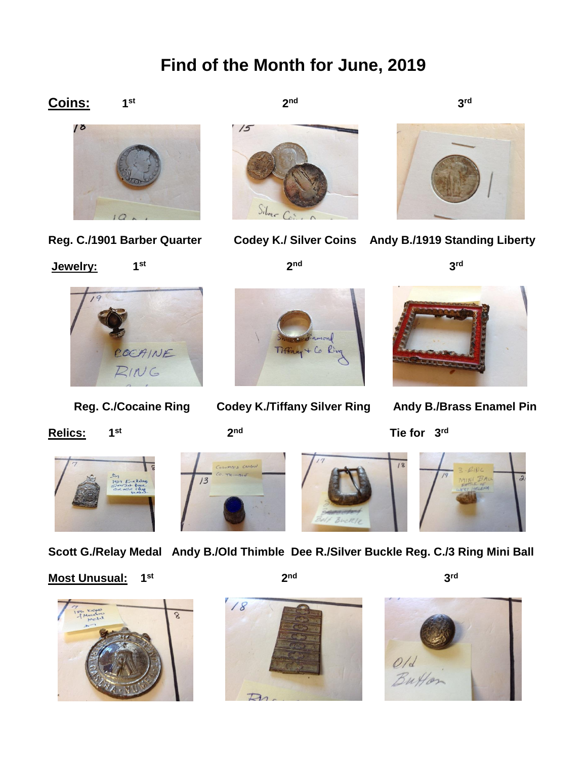# Find of the Month for June, 2019

**Coins:** 1st 2nd 3rd

**Reg. C./1901 Barber Quarter** **Codey K./ Silver Coins** **Andy B./1919 Standing Liberty**

**Jewelry:** 1st 2nd 3rd

**Reg. C./Cocaine Ring** **Codey K./Tiffany Silver Ring** **Andy B./Brass Enamel Pin**

**Relics:** 1st 2nd Tie for 3rd

**Scott G./Relay Medal** **Andy B./Old Thimble** **Dee R./Silver Buckle** **Reg. C./3 Ring Mini Ball**

**Most Unusual:** 1st 2nd 3rd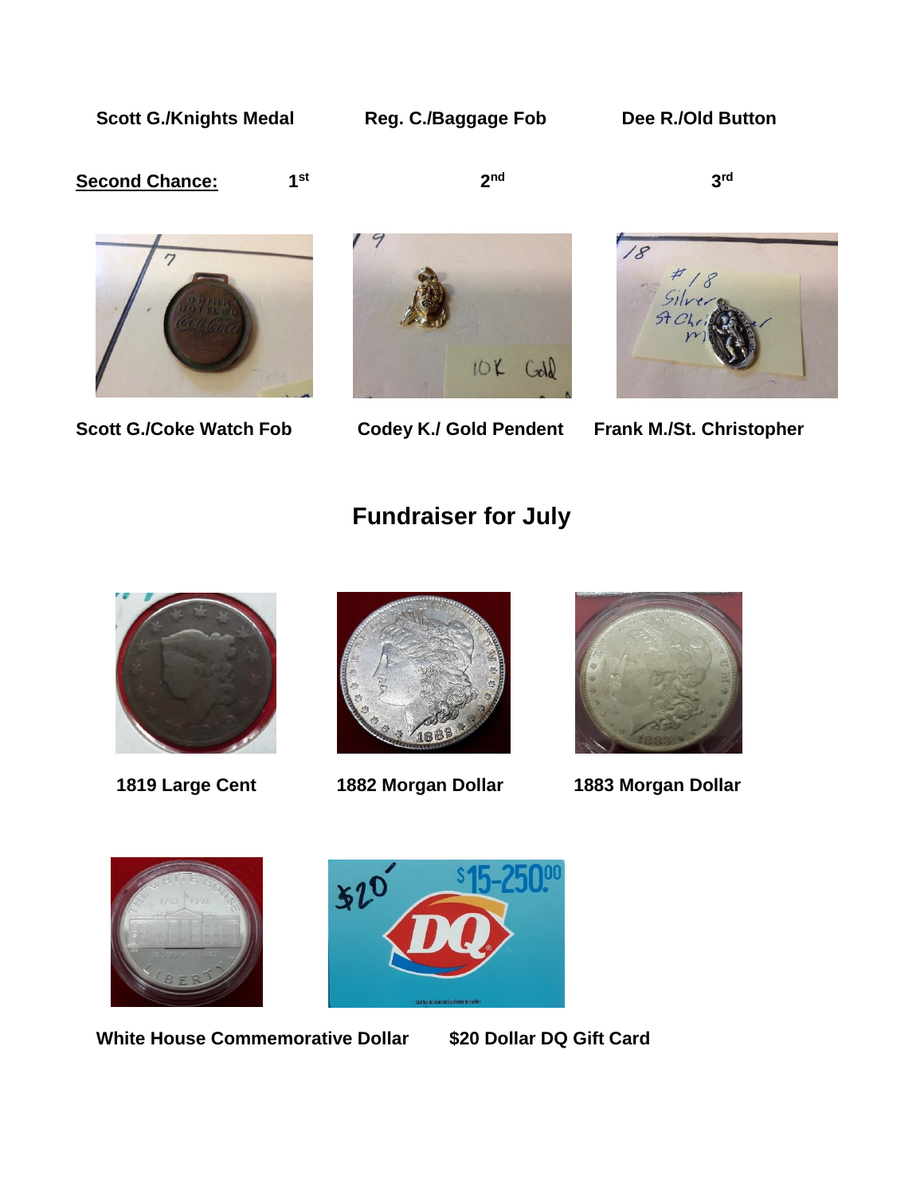**Scott G./Knights Medal** **Reg. C./Baggage Fob** **Dee R./Old Button**

**Second Chance:** 1st 2nd 3rd

**Scott G./Coke Watch Fob** **Codey K./ Gold Pendent** **Frank M./St. Christopher**

## Fundraiser for July

**1819 Large Cent** **1882 Morgan Dollar** **1883 Morgan Dollar**

**White House Commemorative Dollar** **$20 Dollar DQ Gift Card**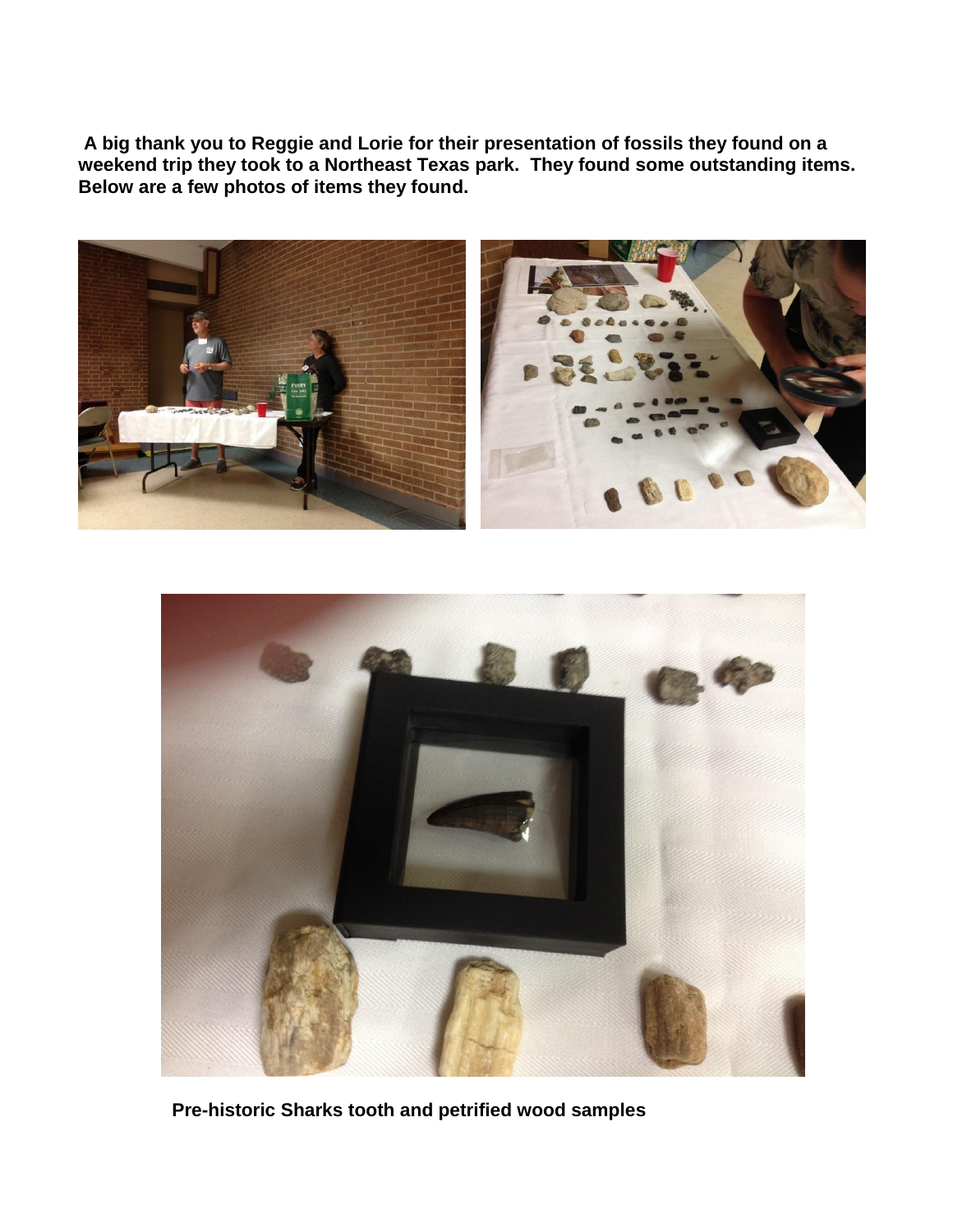**A big thank you to Reggie and Lorie for their presentation of fossils they found on a weekend trip they took to a Northeast Texas park. They found some outstanding items. Below are a few photos of items they found.**

**Pre-historic Sharks tooth and petrified wood samples**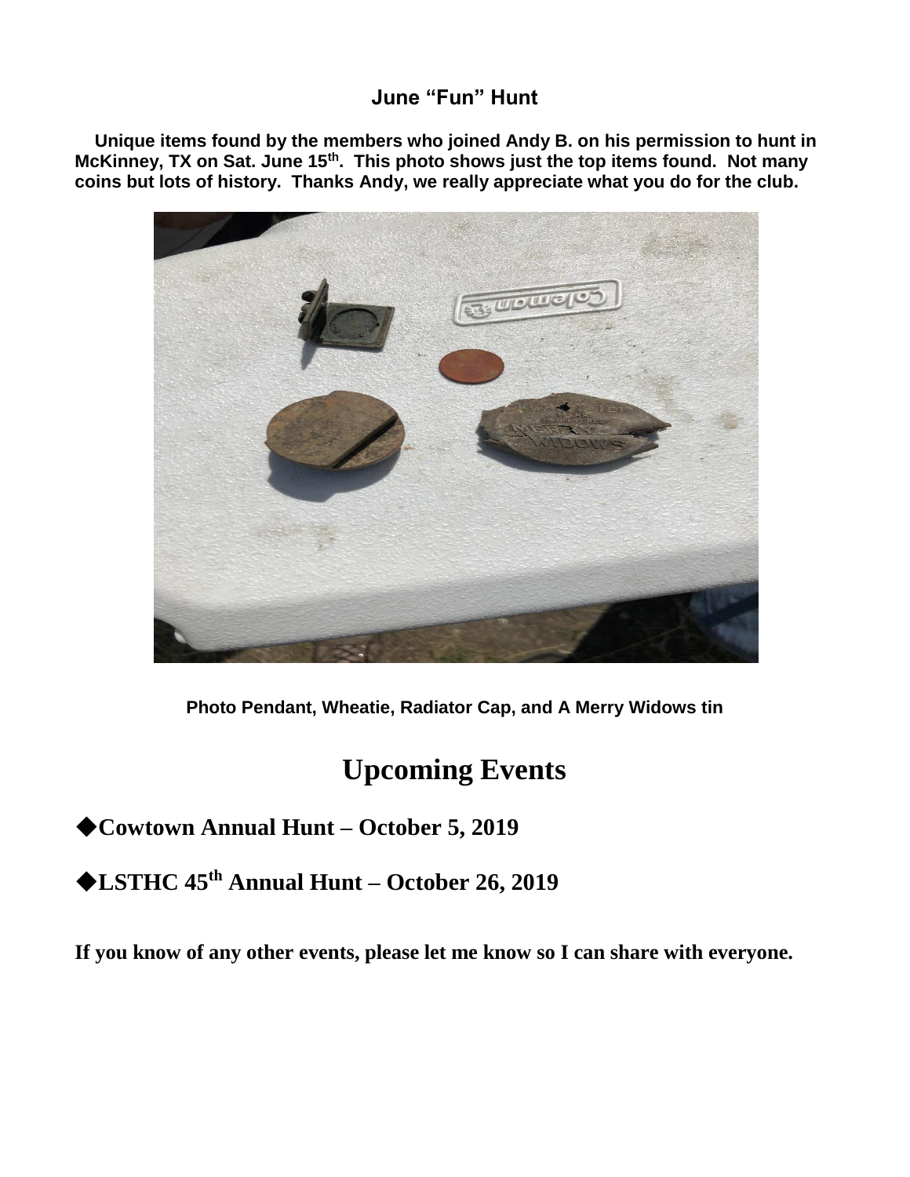### June "Fun" Hunt

**Unique items found by the members who joined Andy B. on his permission to hunt in McKinney, TX on Sat. June 15th. This photo shows just the top items found. Not many coins but lots of history. Thanks Andy, we really appreciate what you do for the club.**

**Photo Pendant, Wheatie, Radiator Cap, and A Merry Widows tin**

# Upcoming Events

## ◆Cowtown Annual Hunt – October 5, 2019

## ◆LSTHC 45th Annual Hunt – October 26, 2019

**If you know of any other events, please let me know so I can share with everyone.**